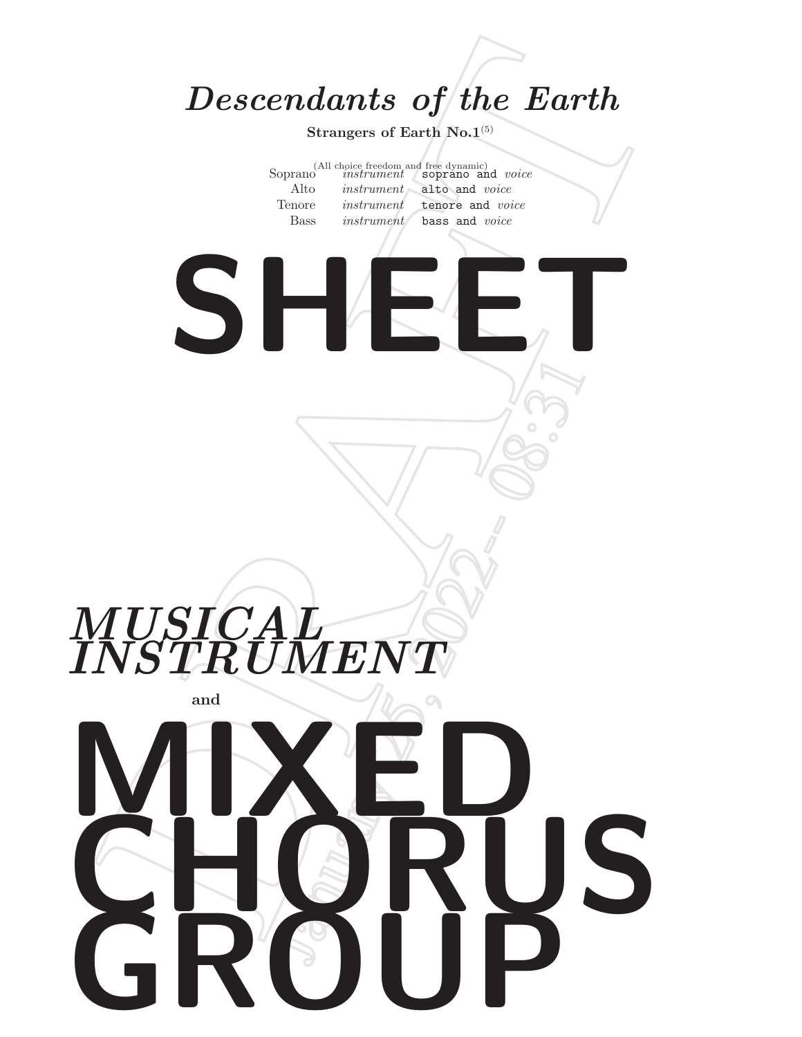# *Descendants of the Earth*

**Strangers of Earth No.1**[5]

(All choice freedom and free dynamic)

| | | |
|---|---|---|
| Soprano | *instrument* | `soprano and` *voice* |
| Alto | *instrument* | `alto and` *voice* |
| Tenore | *instrument* | `tenore and` *voice* |
| Bass | *instrument* | `bass and` *voice* |

# SHEET

***MUSICAL INSTRUMENT***

**and**

# MIXED CHORUS GROUP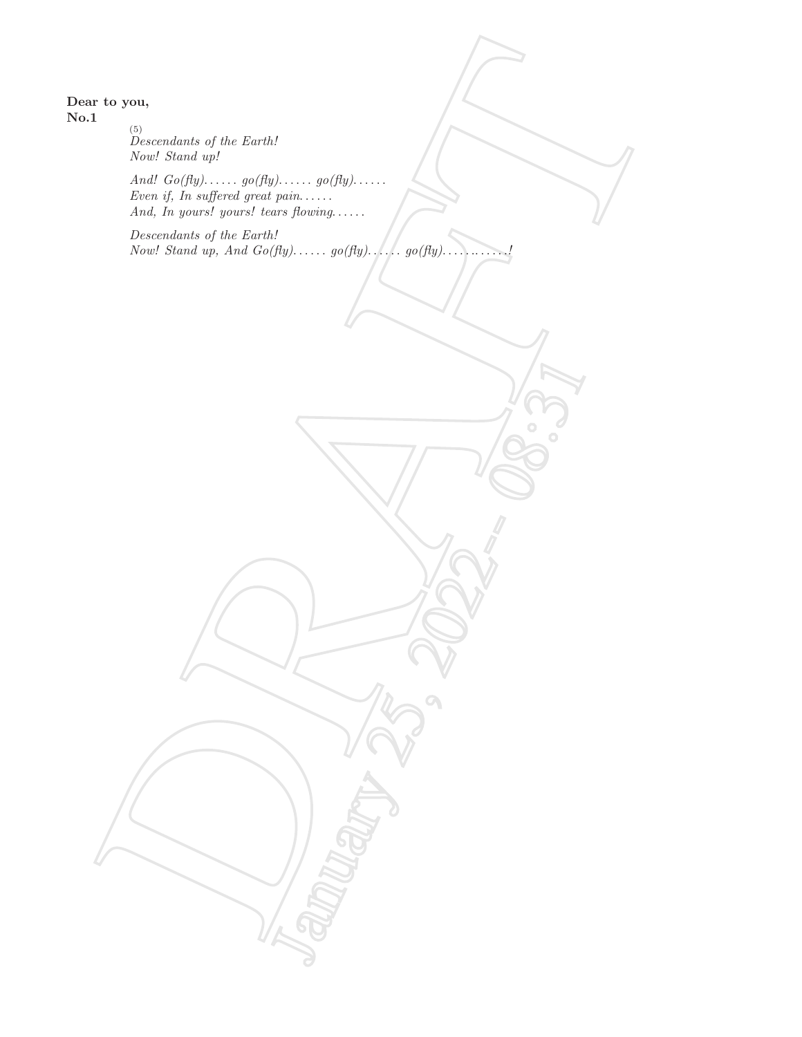**Dear to you,**
**No.1**

(5)
*Descendants of the Earth!*
*Now! Stand up!*

*And! Go(fly)...... go(fly)...... go(fly)......*
*Even if, In suffered great pain......*
*And, In yours! yours! tears flowing......*

*Descendants of the Earth!*
*Now! Stand up, And Go(fly)...... go(fly)...... go(fly)............!*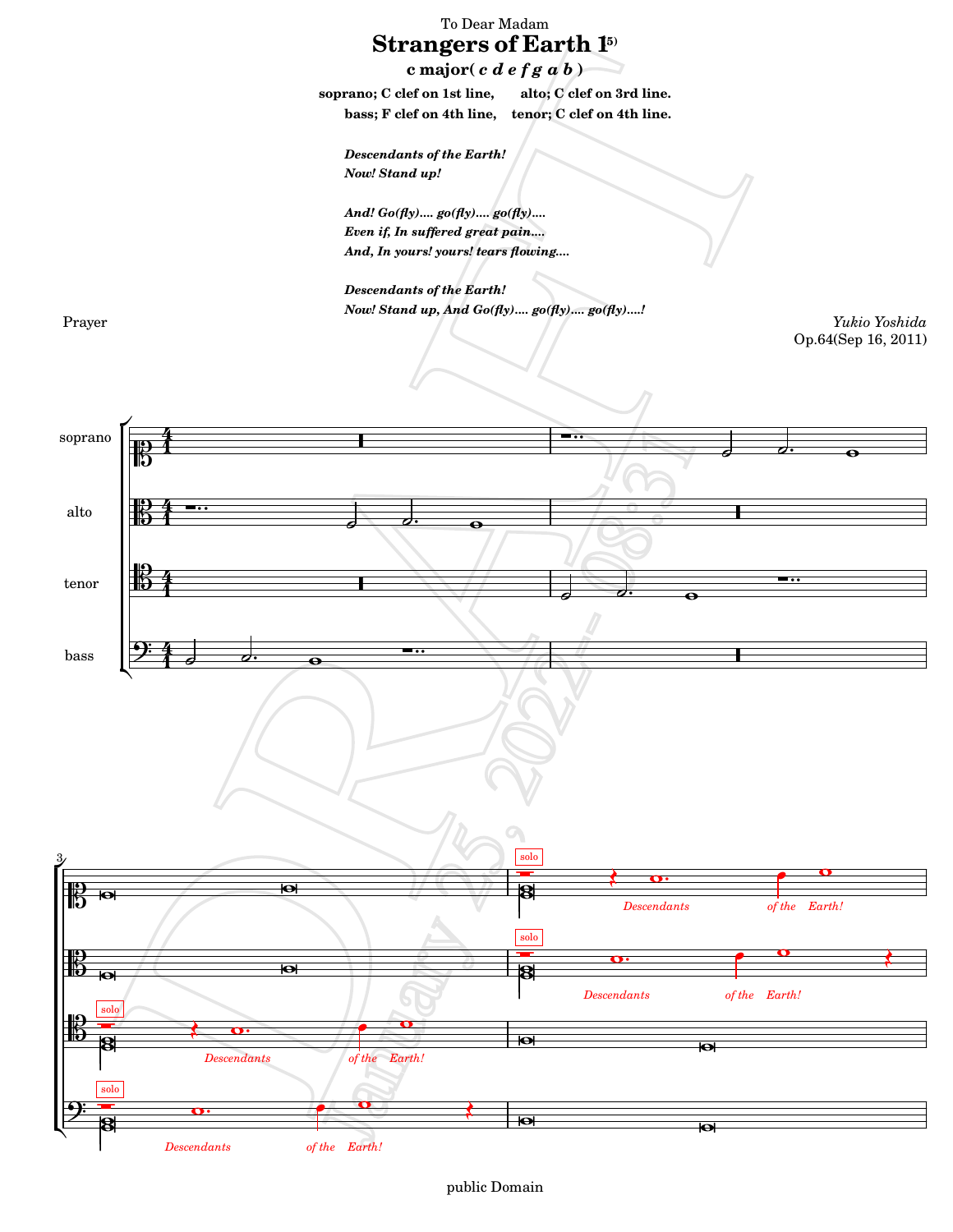To Dear Madam

# Strangers of Earth 1[5)]

### c major( *c d e f g a b* )

**soprano; C clef on 1st line, alto; C clef on 3rd line.**
**bass; F clef on 4th line, tenor; C clef on 4th line.**

***Descendants of the Earth!***
***Now! Stand up!***

***And! Go(fly).... go(fly).... go(fly)....***
***Even if, In suffered great pain....***
***And, In yours! yours! tears flowing....***

***Descendants of the Earth!***
***Now! Stand up, And Go(fly).... go(fly).... go(fly)....!***

Prayer

*Yukio Yoshida*
Op.64(Sep 16, 2011)

soprano

alto

tenor

bass

solo *Descendants of the Earth!*

solo *Descendants of the Earth!*

solo *Descendants of the Earth!*

solo *Descendants of the Earth!*

public Domain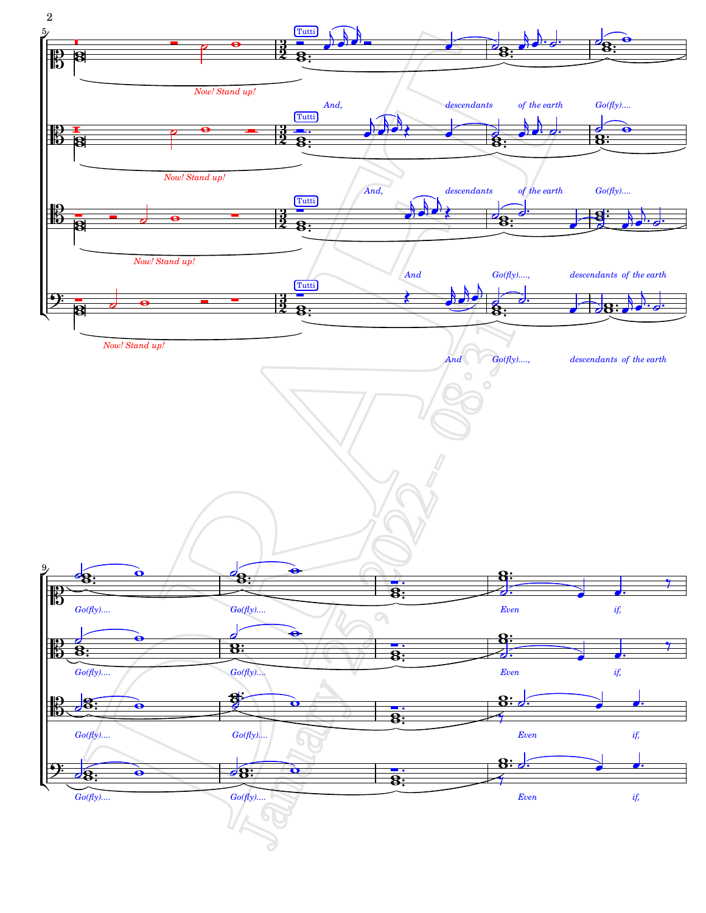Now! Stand up!

Tutti

And,

descendants

of the earth

Go(fly)....

Now! Stand up!

Tutti

And,

descendants

of the earth

Go(fly)....

Now! Stand up!

Tutti

And

Go(fly)....,

descendants of the earth

Now! Stand up!

Tutti

And

Go(fly)....,

descendants of the earth

Go(fly)....

Go(fly)....

Even

if,

Go(fly)....

Go(fly)....

Even

if,

Go(fly)....

Go(fly)....

Even

if,

Go(fly)....

Go(fly)....

Even

if,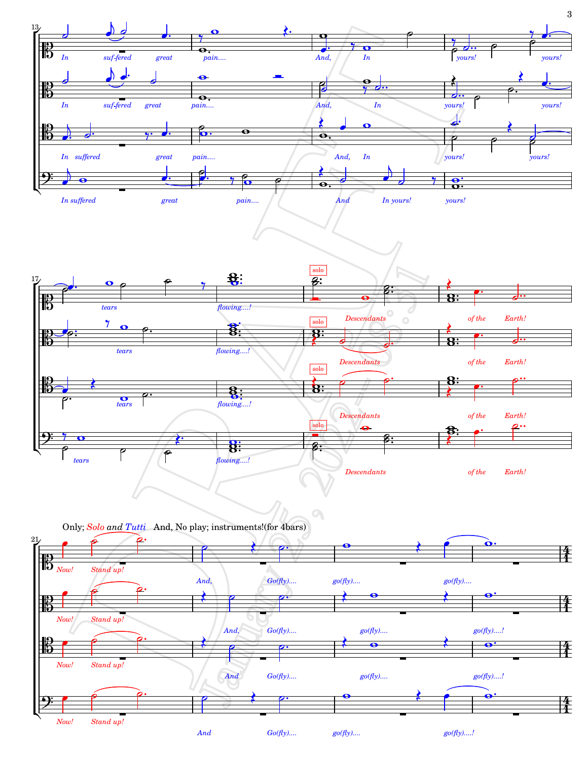Only; *Solo and Tutti* And, No play; instruments!(for 4bars)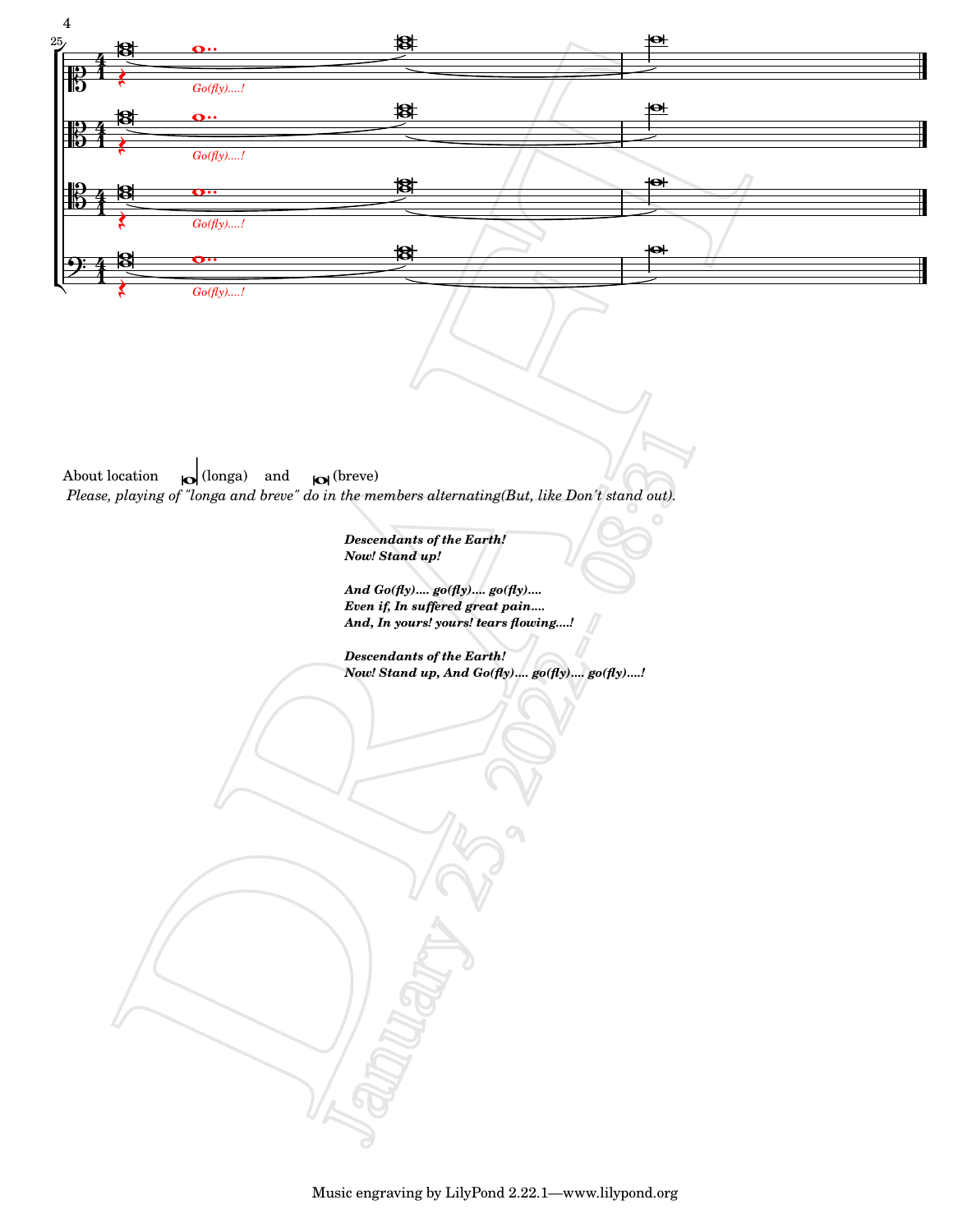About location (longa) and (breve)

*Please, playing of "longa and breve" do in the members alternating(But, like Don't stand out).*

***Descendants of the Earth!***
***Now! Stand up!***

***And Go(fly).... go(fly).... go(fly)....***
***Even if, In suffered great pain....***
***And, In yours! yours! tears flowing....!***

***Descendants of the Earth!***
***Now! Stand up, And Go(fly).... go(fly).... go(fly)....!***